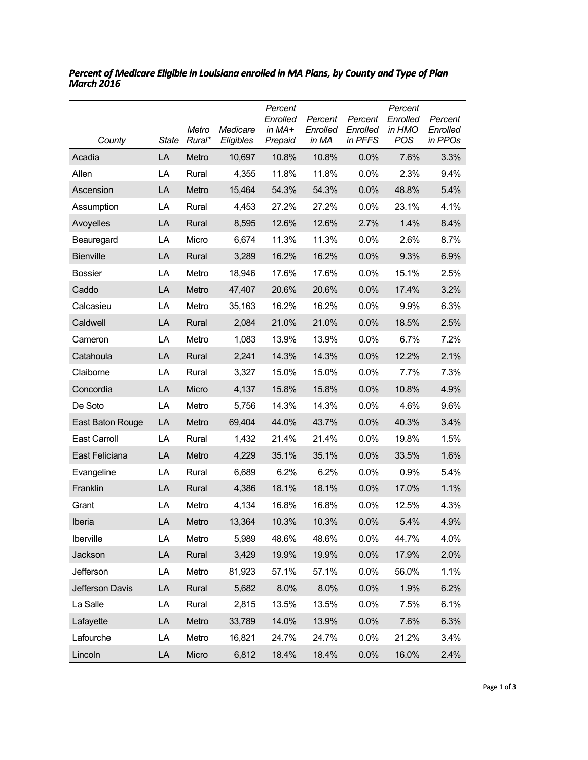***Percent of Medicare Eligible in Louisiana enrolled in MA Plans, by County and Type of Plan March 2016***

| *County* | *State* | *Metro Rural** | *Medicare Eligibles* | *Percent Enrolled in MA+ Prepaid* | *Percent Enrolled in MA* | *Percent Enrolled in PFFS* | *Percent Enrolled in HMO POS* | *Percent Enrolled in PPOs* |
|---|---|---|---|---|---|---|---|---|
| Acadia | LA | Metro | 10,697 | 10.8% | 10.8% | 0.0% | 7.6% | 3.3% |
| Allen | LA | Rural | 4,355 | 11.8% | 11.8% | 0.0% | 2.3% | 9.4% |
| Ascension | LA | Metro | 15,464 | 54.3% | 54.3% | 0.0% | 48.8% | 5.4% |
| Assumption | LA | Rural | 4,453 | 27.2% | 27.2% | 0.0% | 23.1% | 4.1% |
| Avoyelles | LA | Rural | 8,595 | 12.6% | 12.6% | 2.7% | 1.4% | 8.4% |
| Beauregard | LA | Micro | 6,674 | 11.3% | 11.3% | 0.0% | 2.6% | 8.7% |
| Bienville | LA | Rural | 3,289 | 16.2% | 16.2% | 0.0% | 9.3% | 6.9% |
| Bossier | LA | Metro | 18,946 | 17.6% | 17.6% | 0.0% | 15.1% | 2.5% |
| Caddo | LA | Metro | 47,407 | 20.6% | 20.6% | 0.0% | 17.4% | 3.2% |
| Calcasieu | LA | Metro | 35,163 | 16.2% | 16.2% | 0.0% | 9.9% | 6.3% |
| Caldwell | LA | Rural | 2,084 | 21.0% | 21.0% | 0.0% | 18.5% | 2.5% |
| Cameron | LA | Metro | 1,083 | 13.9% | 13.9% | 0.0% | 6.7% | 7.2% |
| Catahoula | LA | Rural | 2,241 | 14.3% | 14.3% | 0.0% | 12.2% | 2.1% |
| Claiborne | LA | Rural | 3,327 | 15.0% | 15.0% | 0.0% | 7.7% | 7.3% |
| Concordia | LA | Micro | 4,137 | 15.8% | 15.8% | 0.0% | 10.8% | 4.9% |
| De Soto | LA | Metro | 5,756 | 14.3% | 14.3% | 0.0% | 4.6% | 9.6% |
| East Baton Rouge | LA | Metro | 69,404 | 44.0% | 43.7% | 0.0% | 40.3% | 3.4% |
| East Carroll | LA | Rural | 1,432 | 21.4% | 21.4% | 0.0% | 19.8% | 1.5% |
| East Feliciana | LA | Metro | 4,229 | 35.1% | 35.1% | 0.0% | 33.5% | 1.6% |
| Evangeline | LA | Rural | 6,689 | 6.2% | 6.2% | 0.0% | 0.9% | 5.4% |
| Franklin | LA | Rural | 4,386 | 18.1% | 18.1% | 0.0% | 17.0% | 1.1% |
| Grant | LA | Metro | 4,134 | 16.8% | 16.8% | 0.0% | 12.5% | 4.3% |
| Iberia | LA | Metro | 13,364 | 10.3% | 10.3% | 0.0% | 5.4% | 4.9% |
| Iberville | LA | Metro | 5,989 | 48.6% | 48.6% | 0.0% | 44.7% | 4.0% |
| Jackson | LA | Rural | 3,429 | 19.9% | 19.9% | 0.0% | 17.9% | 2.0% |
| Jefferson | LA | Metro | 81,923 | 57.1% | 57.1% | 0.0% | 56.0% | 1.1% |
| Jefferson Davis | LA | Rural | 5,682 | 8.0% | 8.0% | 0.0% | 1.9% | 6.2% |
| La Salle | LA | Rural | 2,815 | 13.5% | 13.5% | 0.0% | 7.5% | 6.1% |
| Lafayette | LA | Metro | 33,789 | 14.0% | 13.9% | 0.0% | 7.6% | 6.3% |
| Lafourche | LA | Metro | 16,821 | 24.7% | 24.7% | 0.0% | 21.2% | 3.4% |
| Lincoln | LA | Micro | 6,812 | 18.4% | 18.4% | 0.0% | 16.0% | 2.4% |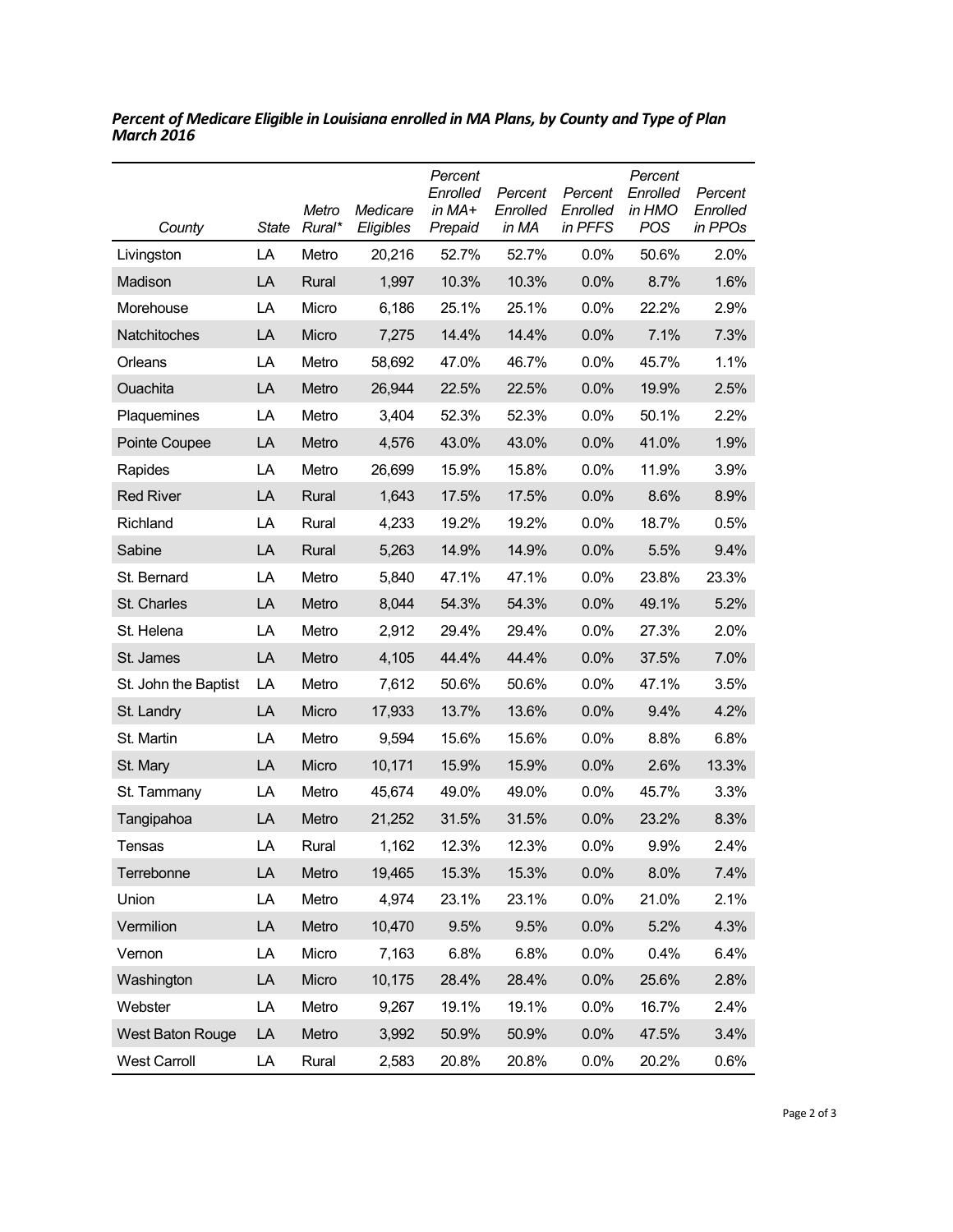***Percent of Medicare Eligible in Louisiana enrolled in MA Plans, by County and Type of Plan March 2016***

| *County* | *State* | *Metro Rural** | *Medicare Eligibles* | *Percent Enrolled in MA+ Prepaid* | *Percent Enrolled in MA* | *Percent Enrolled in PFFS* | *Percent Enrolled in HMO POS* | *Percent Enrolled in PPOs* |
|---|---|---|---|---|---|---|---|---|
| Livingston | LA | Metro | 20,216 | 52.7% | 52.7% | 0.0% | 50.6% | 2.0% |
| Madison | LA | Rural | 1,997 | 10.3% | 10.3% | 0.0% | 8.7% | 1.6% |
| Morehouse | LA | Micro | 6,186 | 25.1% | 25.1% | 0.0% | 22.2% | 2.9% |
| Natchitoches | LA | Micro | 7,275 | 14.4% | 14.4% | 0.0% | 7.1% | 7.3% |
| Orleans | LA | Metro | 58,692 | 47.0% | 46.7% | 0.0% | 45.7% | 1.1% |
| Ouachita | LA | Metro | 26,944 | 22.5% | 22.5% | 0.0% | 19.9% | 2.5% |
| Plaquemines | LA | Metro | 3,404 | 52.3% | 52.3% | 0.0% | 50.1% | 2.2% |
| Pointe Coupee | LA | Metro | 4,576 | 43.0% | 43.0% | 0.0% | 41.0% | 1.9% |
| Rapides | LA | Metro | 26,699 | 15.9% | 15.8% | 0.0% | 11.9% | 3.9% |
| Red River | LA | Rural | 1,643 | 17.5% | 17.5% | 0.0% | 8.6% | 8.9% |
| Richland | LA | Rural | 4,233 | 19.2% | 19.2% | 0.0% | 18.7% | 0.5% |
| Sabine | LA | Rural | 5,263 | 14.9% | 14.9% | 0.0% | 5.5% | 9.4% |
| St. Bernard | LA | Metro | 5,840 | 47.1% | 47.1% | 0.0% | 23.8% | 23.3% |
| St. Charles | LA | Metro | 8,044 | 54.3% | 54.3% | 0.0% | 49.1% | 5.2% |
| St. Helena | LA | Metro | 2,912 | 29.4% | 29.4% | 0.0% | 27.3% | 2.0% |
| St. James | LA | Metro | 4,105 | 44.4% | 44.4% | 0.0% | 37.5% | 7.0% |
| St. John the Baptist | LA | Metro | 7,612 | 50.6% | 50.6% | 0.0% | 47.1% | 3.5% |
| St. Landry | LA | Micro | 17,933 | 13.7% | 13.6% | 0.0% | 9.4% | 4.2% |
| St. Martin | LA | Metro | 9,594 | 15.6% | 15.6% | 0.0% | 8.8% | 6.8% |
| St. Mary | LA | Micro | 10,171 | 15.9% | 15.9% | 0.0% | 2.6% | 13.3% |
| St. Tammany | LA | Metro | 45,674 | 49.0% | 49.0% | 0.0% | 45.7% | 3.3% |
| Tangipahoa | LA | Metro | 21,252 | 31.5% | 31.5% | 0.0% | 23.2% | 8.3% |
| Tensas | LA | Rural | 1,162 | 12.3% | 12.3% | 0.0% | 9.9% | 2.4% |
| Terrebonne | LA | Metro | 19,465 | 15.3% | 15.3% | 0.0% | 8.0% | 7.4% |
| Union | LA | Metro | 4,974 | 23.1% | 23.1% | 0.0% | 21.0% | 2.1% |
| Vermilion | LA | Metro | 10,470 | 9.5% | 9.5% | 0.0% | 5.2% | 4.3% |
| Vernon | LA | Micro | 7,163 | 6.8% | 6.8% | 0.0% | 0.4% | 6.4% |
| Washington | LA | Micro | 10,175 | 28.4% | 28.4% | 0.0% | 25.6% | 2.8% |
| Webster | LA | Metro | 9,267 | 19.1% | 19.1% | 0.0% | 16.7% | 2.4% |
| West Baton Rouge | LA | Metro | 3,992 | 50.9% | 50.9% | 0.0% | 47.5% | 3.4% |
| West Carroll | LA | Rural | 2,583 | 20.8% | 20.8% | 0.0% | 20.2% | 0.6% |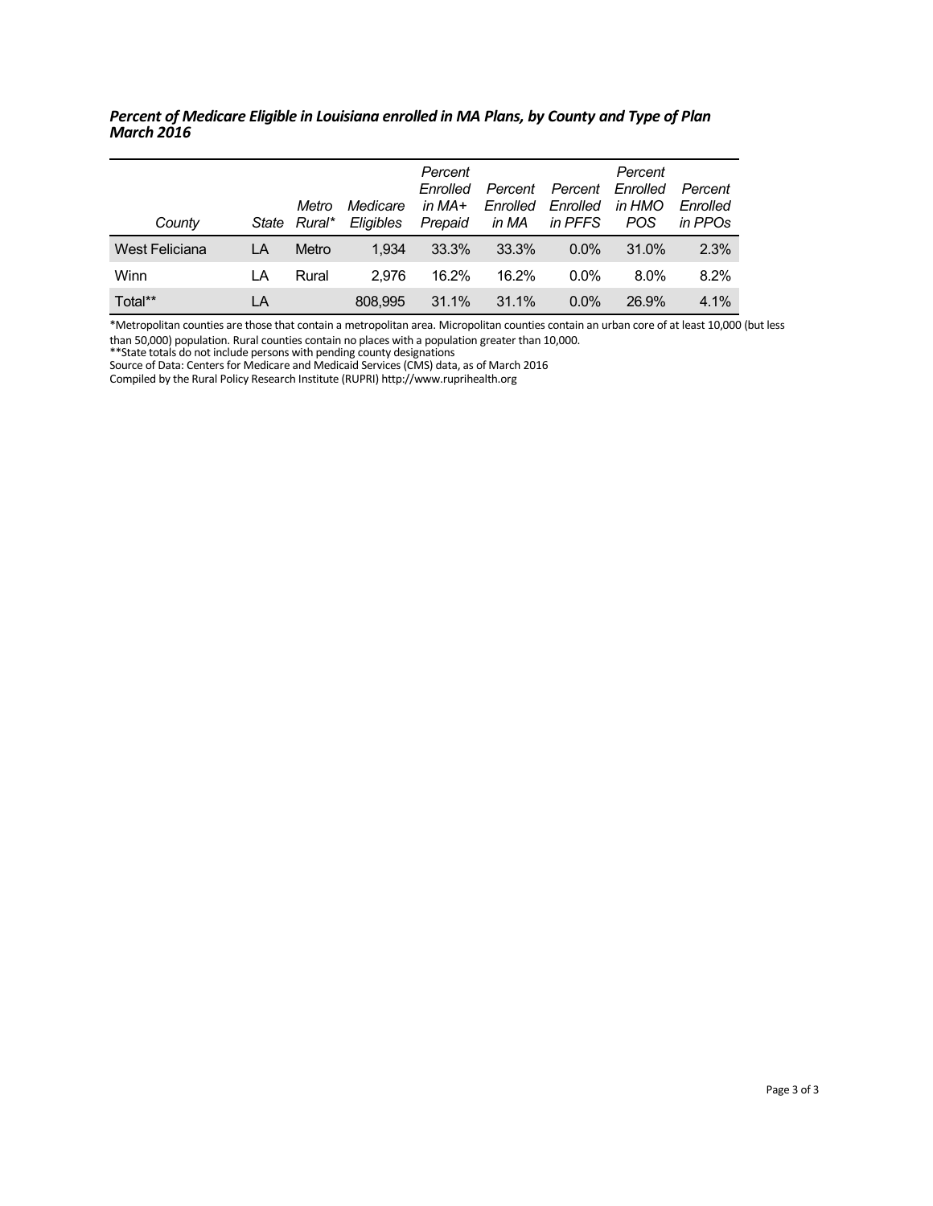*Percent of Medicare Eligible in Louisiana enrolled in MA Plans, by County and Type of Plan March 2016*

| County | State | Metro Rural* | Medicare Eligibles | Percent Enrolled in MA+ Prepaid | Percent Enrolled in MA | Percent Enrolled in PFFS | Percent Enrolled in HMO POS | Percent Enrolled in PPOs |
|---|---|---|---|---|---|---|---|---|
| West Feliciana | LA | Metro | 1,934 | 33.3% | 33.3% | 0.0% | 31.0% | 2.3% |
| Winn | LA | Rural | 2,976 | 16.2% | 16.2% | 0.0% | 8.0% | 8.2% |
| Total** | LA | | 808,995 | 31.1% | 31.1% | 0.0% | 26.9% | 4.1% |

*Metropolitan counties are those that contain a metropolitan area. Micropolitan counties contain an urban core of at least 10,000 (but less than 50,000) population. Rural counties contain no places with a population greater than 10,000.
**State totals do not include persons with pending county designations
Source of Data: Centers for Medicare and Medicaid Services (CMS) data, as of March 2016
Compiled by the Rural Policy Research Institute (RUPRI) http://www.ruprihealth.org